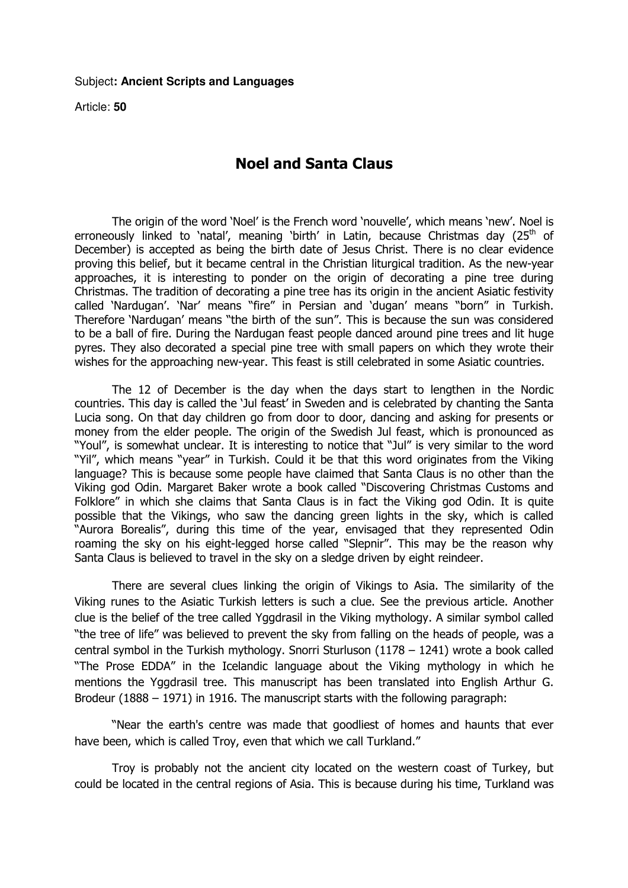Subject**: Ancient Scripts and Languages**

Article: **50**

# Noel and Santa Claus

The origin of the word 'Noel' is the French word 'nouvelle', which means 'new'. Noel is erroneously linked to 'natal', meaning 'birth' in Latin, because Christmas day (25th of December) is accepted as being the birth date of Jesus Christ. There is no clear evidence proving this belief, but it became central in the Christian liturgical tradition. As the new-year approaches, it is interesting to ponder on the origin of decorating a pine tree during Christmas. The tradition of decorating a pine tree has its origin in the ancient Asiatic festivity called 'Nardugan'. 'Nar' means "fire" in Persian and 'dugan' means "born" in Turkish. Therefore 'Nardugan' means "the birth of the sun". This is because the sun was considered to be a ball of fire. During the Nardugan feast people danced around pine trees and lit huge pyres. They also decorated a special pine tree with small papers on which they wrote their wishes for the approaching new-year. This feast is still celebrated in some Asiatic countries.

The 12 of December is the day when the days start to lengthen in the Nordic countries. This day is called the 'Jul feast' in Sweden and is celebrated by chanting the Santa Lucia song. On that day children go from door to door, dancing and asking for presents or money from the elder people. The origin of the Swedish Jul feast, which is pronounced as "Youl", is somewhat unclear. It is interesting to notice that "Jul" is very similar to the word "Yil", which means "year" in Turkish. Could it be that this word originates from the Viking language? This is because some people have claimed that Santa Claus is no other than the Viking god Odin. Margaret Baker wrote a book called "Discovering Christmas Customs and Folklore" in which she claims that Santa Claus is in fact the Viking god Odin. It is quite possible that the Vikings, who saw the dancing green lights in the sky, which is called "Aurora Borealis", during this time of the year, envisaged that they represented Odin roaming the sky on his eight-legged horse called "Slepnir". This may be the reason why Santa Claus is believed to travel in the sky on a sledge driven by eight reindeer.

There are several clues linking the origin of Vikings to Asia. The similarity of the Viking runes to the Asiatic Turkish letters is such a clue. See the previous article. Another clue is the belief of the tree called Yggdrasil in the Viking mythology. A similar symbol called "the tree of life" was believed to prevent the sky from falling on the heads of people, was a central symbol in the Turkish mythology. Snorri Sturluson (1178 – 1241) wrote a book called "The Prose EDDA" in the Icelandic language about the Viking mythology in which he mentions the Yggdrasil tree. This manuscript has been translated into English Arthur G. Brodeur (1888 – 1971) in 1916. The manuscript starts with the following paragraph:

"Near the earth's centre was made that goodliest of homes and haunts that ever have been, which is called Troy, even that which we call Turkland."

Troy is probably not the ancient city located on the western coast of Turkey, but could be located in the central regions of Asia. This is because during his time, Turkland was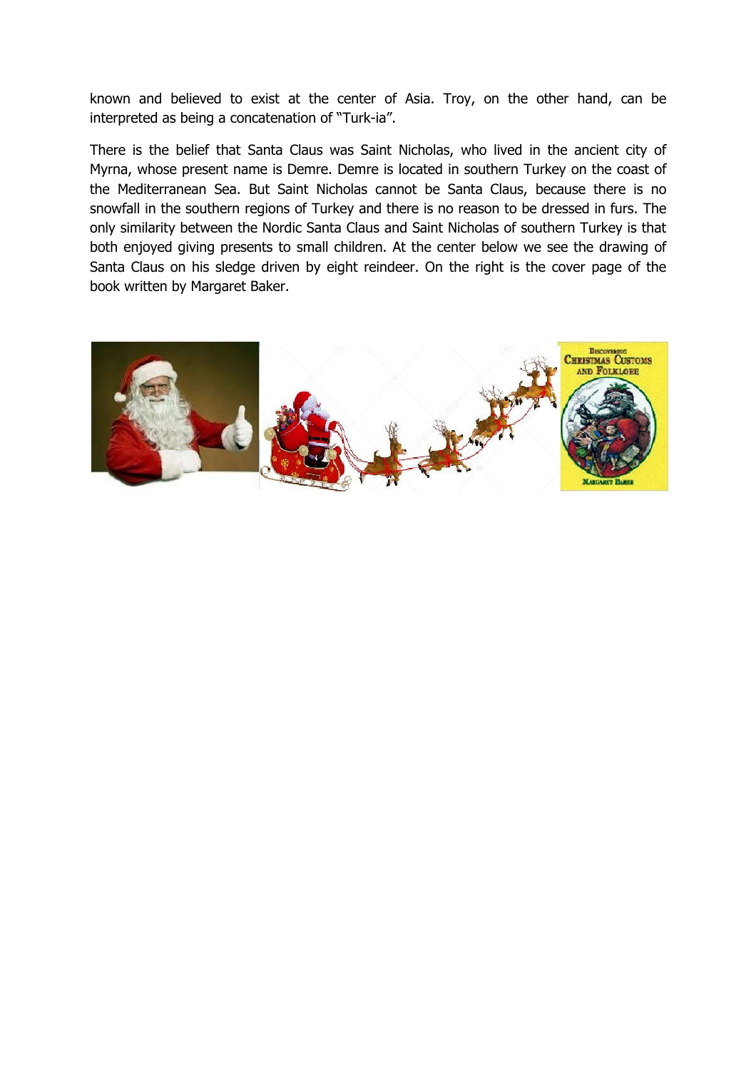known and believed to exist at the center of Asia. Troy, on the other hand, can be interpreted as being a concatenation of "Turk-ia".

There is the belief that Santa Claus was Saint Nicholas, who lived in the ancient city of Myrna, whose present name is Demre. Demre is located in southern Turkey on the coast of the Mediterranean Sea. But Saint Nicholas cannot be Santa Claus, because there is no snowfall in the southern regions of Turkey and there is no reason to be dressed in furs. The only similarity between the Nordic Santa Claus and Saint Nicholas of southern Turkey is that both enjoyed giving presents to small children. At the center below we see the drawing of Santa Claus on his sledge driven by eight reindeer. On the right is the cover page of the book written by Margaret Baker.